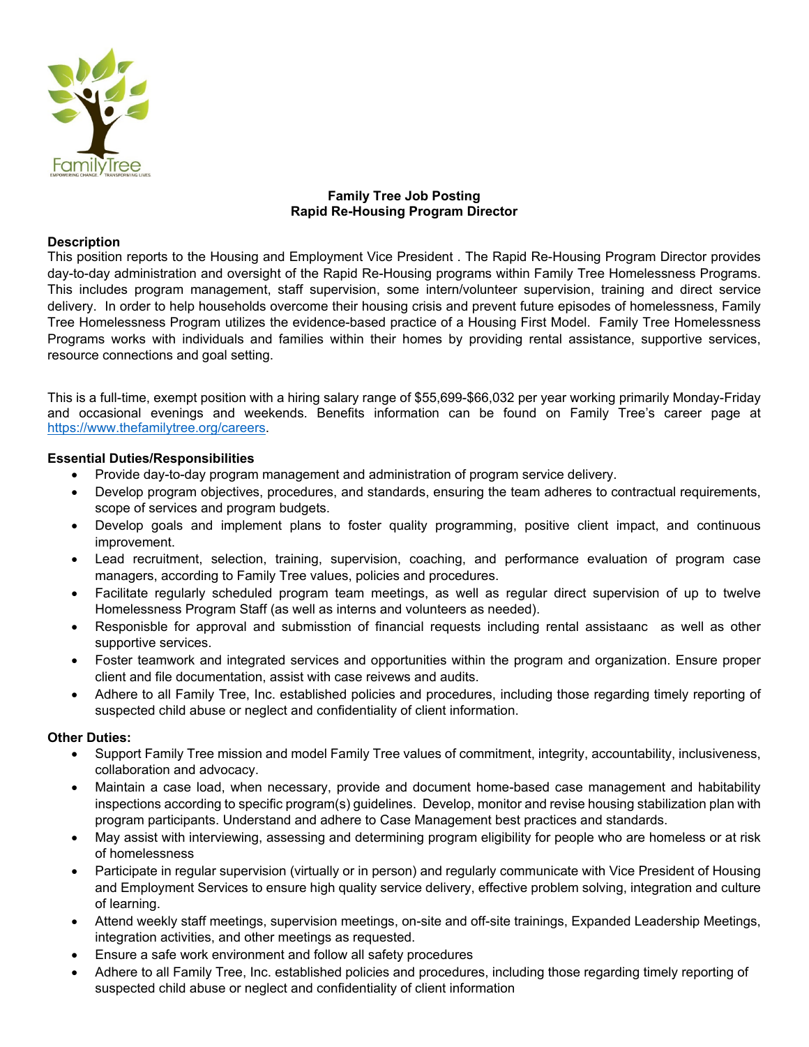# Family Tree Job Posting
## Rapid Re-Housing Program Director

**Description**

This position reports to the Housing and Employment Vice President . The Rapid Re-Housing Program Director provides day-to-day administration and oversight of the Rapid Re-Housing programs within Family Tree Homelessness Programs. This includes program management, staff supervision, some intern/volunteer supervision, training and direct service delivery. In order to help households overcome their housing crisis and prevent future episodes of homelessness, Family Tree Homelessness Program utilizes the evidence-based practice of a Housing First Model. Family Tree Homelessness Programs works with individuals and families within their homes by providing rental assistance, supportive services, resource connections and goal setting.

This is a full-time, exempt position with a hiring salary range of $55,699-$66,032 per year working primarily Monday-Friday and occasional evenings and weekends. Benefits information can be found on Family Tree's career page at https://www.thefamilytree.org/careers.

**Essential Duties/Responsibilities**

- Provide day-to-day program management and administration of program service delivery.
- Develop program objectives, procedures, and standards, ensuring the team adheres to contractual requirements, scope of services and program budgets.
- Develop goals and implement plans to foster quality programming, positive client impact, and continuous improvement.
- Lead recruitment, selection, training, supervision, coaching, and performance evaluation of program case managers, according to Family Tree values, policies and procedures.
- Facilitate regularly scheduled program team meetings, as well as regular direct supervision of up to twelve Homelessness Program Staff (as well as interns and volunteers as needed).
- Responisble for approval and submisstion of financial requests including rental assistaanc as well as other supportive services.
- Foster teamwork and integrated services and opportunities within the program and organization. Ensure proper client and file documentation, assist with case reivews and audits.
- Adhere to all Family Tree, Inc. established policies and procedures, including those regarding timely reporting of suspected child abuse or neglect and confidentiality of client information.

**Other Duties:**

- Support Family Tree mission and model Family Tree values of commitment, integrity, accountability, inclusiveness, collaboration and advocacy.
- Maintain a case load, when necessary, provide and document home-based case management and habitability inspections according to specific program(s) guidelines. Develop, monitor and revise housing stabilization plan with program participants. Understand and adhere to Case Management best practices and standards.
- May assist with interviewing, assessing and determining program eligibility for people who are homeless or at risk of homelessness
- Participate in regular supervision (virtually or in person) and regularly communicate with Vice President of Housing and Employment Services to ensure high quality service delivery, effective problem solving, integration and culture of learning.
- Attend weekly staff meetings, supervision meetings, on-site and off-site trainings, Expanded Leadership Meetings, integration activities, and other meetings as requested.
- Ensure a safe work environment and follow all safety procedures
- Adhere to all Family Tree, Inc. established policies and procedures, including those regarding timely reporting of suspected child abuse or neglect and confidentiality of client information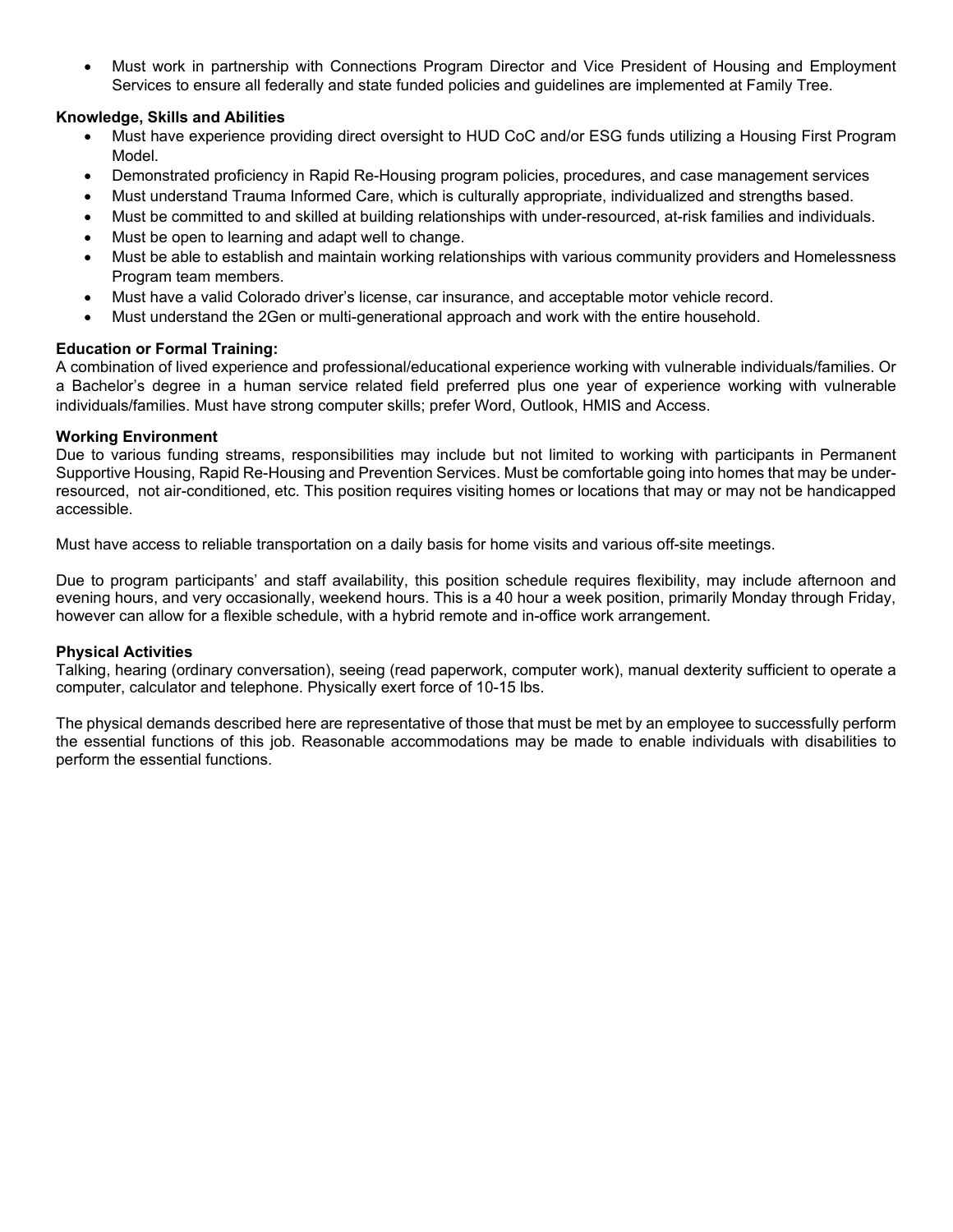- Must work in partnership with Connections Program Director and Vice President of Housing and Employment Services to ensure all federally and state funded policies and guidelines are implemented at Family Tree.

**Knowledge, Skills and Abilities**

- Must have experience providing direct oversight to HUD CoC and/or ESG funds utilizing a Housing First Program Model.
- Demonstrated proficiency in Rapid Re-Housing program policies, procedures, and case management services
- Must understand Trauma Informed Care, which is culturally appropriate, individualized and strengths based.
- Must be committed to and skilled at building relationships with under-resourced, at-risk families and individuals.
- Must be open to learning and adapt well to change.
- Must be able to establish and maintain working relationships with various community providers and Homelessness Program team members.
- Must have a valid Colorado driver's license, car insurance, and acceptable motor vehicle record.
- Must understand the 2Gen or multi-generational approach and work with the entire household.

**Education or Formal Training:**

A combination of lived experience and professional/educational experience working with vulnerable individuals/families. Or a Bachelor's degree in a human service related field preferred plus one year of experience working with vulnerable individuals/families. Must have strong computer skills; prefer Word, Outlook, HMIS and Access.

**Working Environment**

Due to various funding streams, responsibilities may include but not limited to working with participants in Permanent Supportive Housing, Rapid Re-Housing and Prevention Services. Must be comfortable going into homes that may be under-resourced, not air-conditioned, etc. This position requires visiting homes or locations that may or may not be handicapped accessible.

Must have access to reliable transportation on a daily basis for home visits and various off-site meetings.

Due to program participants' and staff availability, this position schedule requires flexibility, may include afternoon and evening hours, and very occasionally, weekend hours. This is a 40 hour a week position, primarily Monday through Friday, however can allow for a flexible schedule, with a hybrid remote and in-office work arrangement.

**Physical Activities**

Talking, hearing (ordinary conversation), seeing (read paperwork, computer work), manual dexterity sufficient to operate a computer, calculator and telephone. Physically exert force of 10-15 lbs.

The physical demands described here are representative of those that must be met by an employee to successfully perform the essential functions of this job. Reasonable accommodations may be made to enable individuals with disabilities to perform the essential functions.